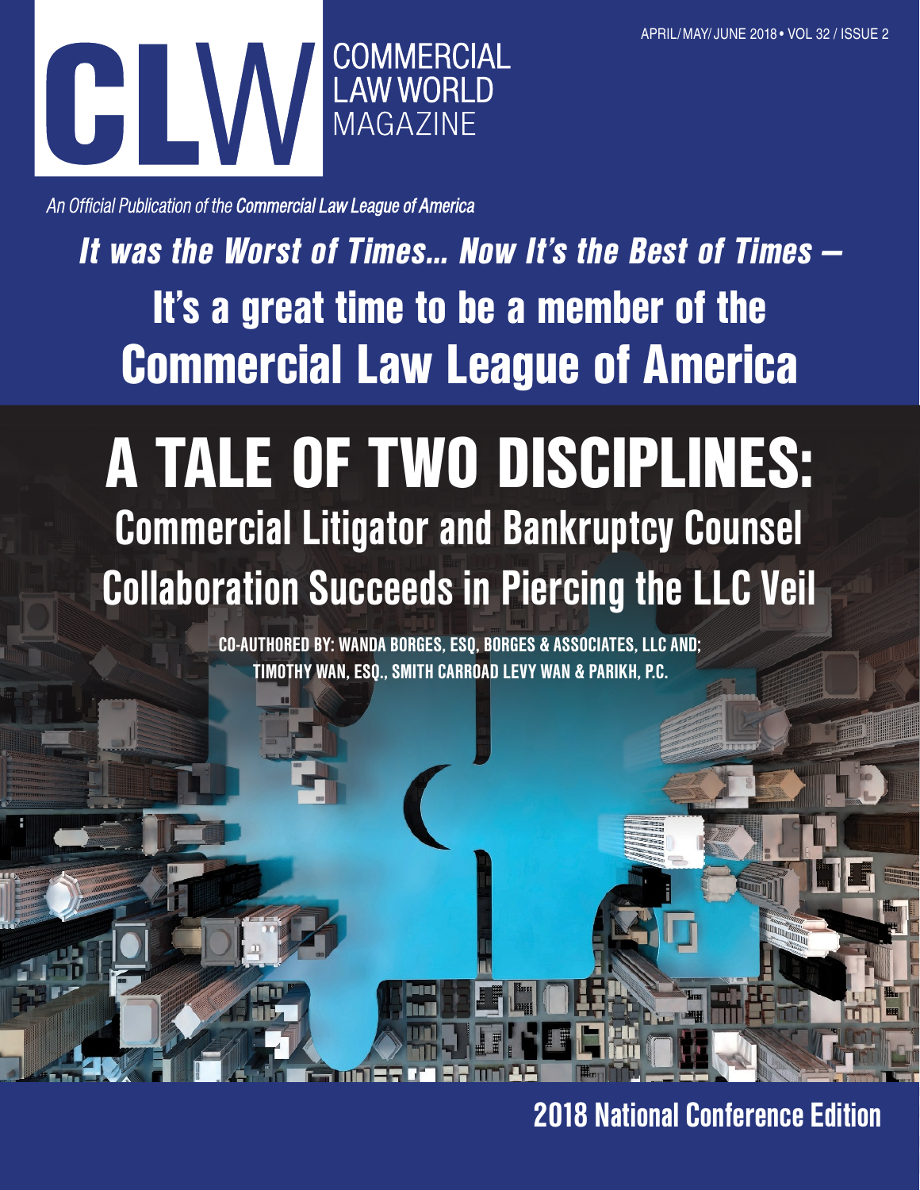APRIL/MAY/JUNE 2018 • VOL 32 / ISSUE 2

# CLW COMMERCIAL LAW WORLD MAGAZINE

*An Official Publication of the **Commercial Law League of America***

## *It was the Worst of Times... Now It's the Best of Times –*

## It's a great time to be a member of the Commercial Law League of America

# A TALE OF TWO DISCIPLINES:

## Commercial Litigator and Bankruptcy Counsel Collaboration Succeeds in Piercing the LLC Veil

**CO-AUTHORED BY: WANDA BORGES, ESQ, BORGES & ASSOCIATES, LLC AND; TIMOTHY WAN, ESQ., SMITH CARROAD LEVY WAN & PARIKH, P.C.**

**2018 National Conference Edition**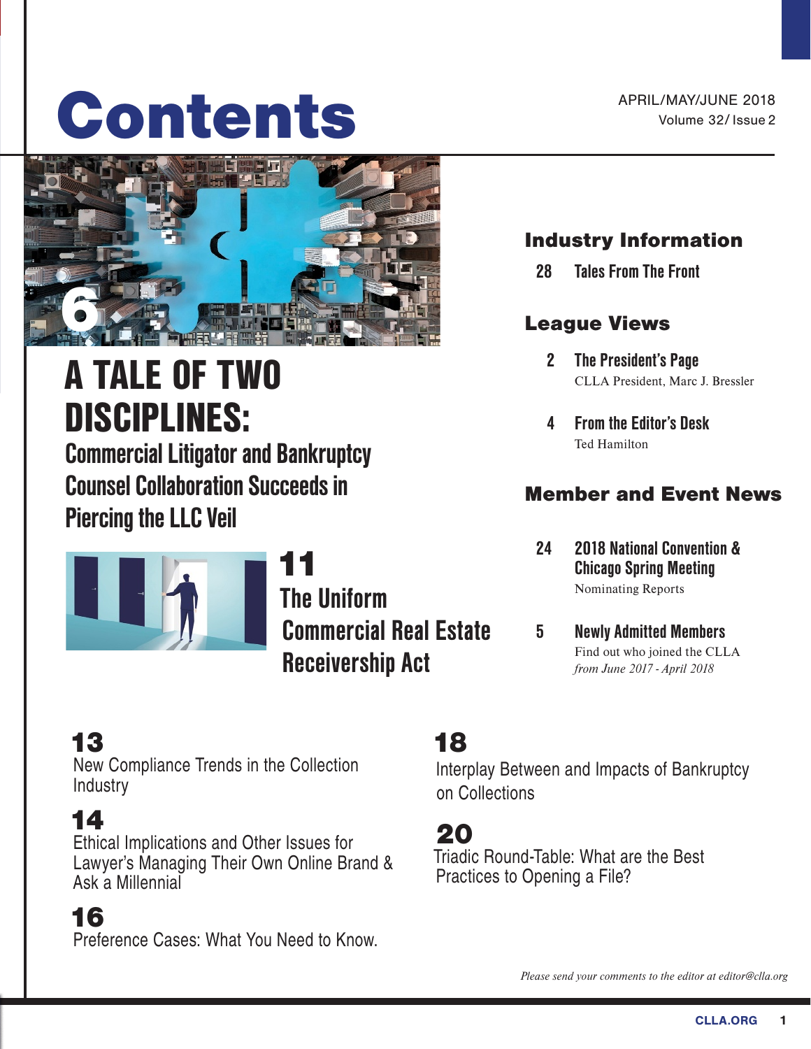# Contents

APRIL/MAY/JUNE 2018
Volume 32/ Issue 2

## 6 A TALE OF TWO DISCIPLINES:

### Commercial Litigator and Bankruptcy Counsel Collaboration Succeeds in Piercing the LLC Veil

## 11 The Uniform Commercial Real Estate Receivership Act

## Industry Information

**28** **Tales From The Front**

## League Views

**2** **The President's Page**
CLLA President, Marc J. Bressler

**4** **From the Editor's Desk**
Ted Hamilton

## Member and Event News

**24** **2018 National Convention & Chicago Spring Meeting**
Nominating Reports

**5** **Newly Admitted Members**
Find out who joined the CLLA *from June 2017 - April 2018*

**13**
New Compliance Trends in the Collection Industry

**14**
Ethical Implications and Other Issues for Lawyer's Managing Their Own Online Brand & Ask a Millennial

**16**
Preference Cases: What You Need to Know.

**18**
Interplay Between and Impacts of Bankruptcy on Collections

**20**
Triadic Round-Table: What are the Best Practices to Opening a File?

*Please send your comments to the editor at editor@clla.org*